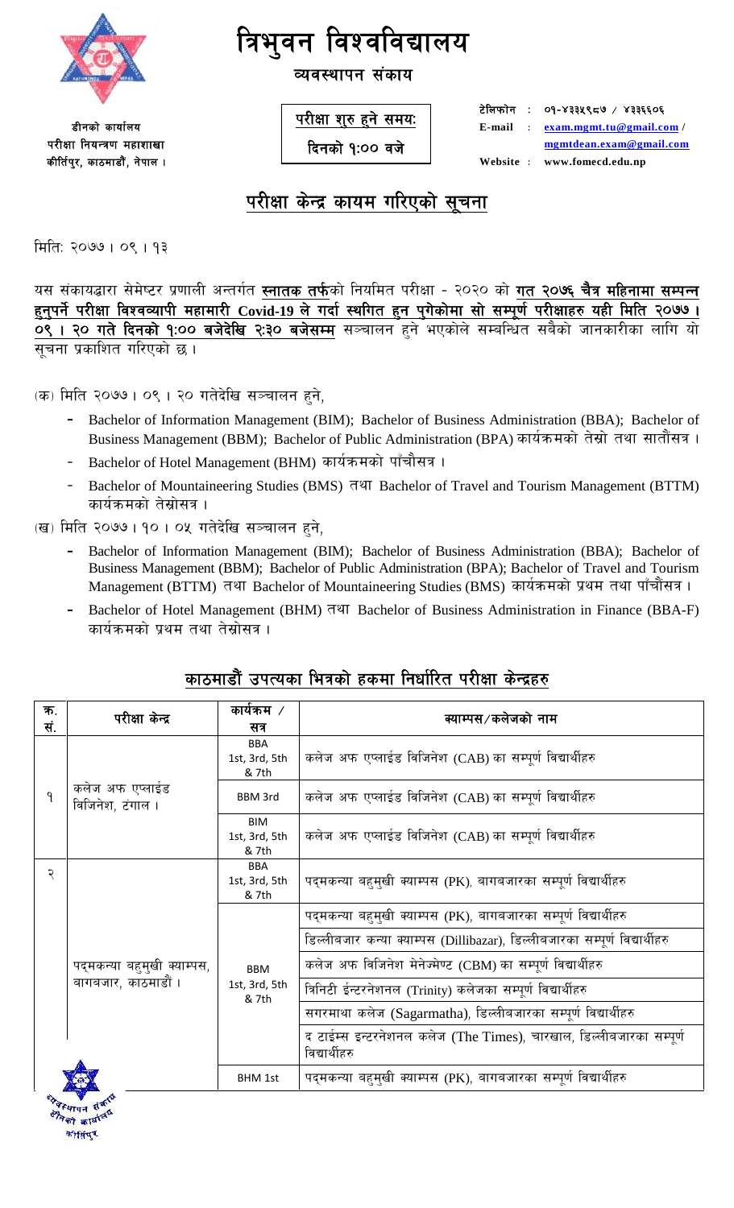# त्रिभुवन विश्वविद्यालय

## व्यवस्थापन संकाय

डीनको कार्यालय
परीक्षा नियन्त्रण महाशाखा
कीर्तिपुर, काठमाडौं, नेपाल ।

**परीक्षा शुरु हुने समयः**
**दिनको १:०० बजे**

टेलिफोन : ०१-४३३५९८७ / ४३३६६०६
E-mail : exam.mgmt.tu@gmail.com / mgmtdean.exam@gmail.com
Website : www.fomecd.edu.np

## परीक्षा केन्द्र कायम गरिएको सूचना

मितिः २०७७ । ०९ । १३

यस संकायद्वारा सेमेष्टर प्रणाली अन्तर्गत **स्नातक तर्फ**को नियमित परीक्षा - २०२० को **गत २०७६ चैत्र महिनामा सम्पन्न हुनुपर्ने परीक्षा विश्वव्यापी महामारी Covid-19 ले गर्दा स्थगित हुन पुगेकोमा सो सम्पूर्ण परीक्षाहरु यही मिति २०७७ । ०९ । २० गते दिनको १:०० बजेदेखि २:३० बजेसम्म** सञ्चालन हुने भएकोले सम्बन्धित सबैको जानकारीका लागि यो सूचना प्रकाशित गरिएको छ ।

(क) मिति २०७७ । ०९ । २० गतेदेखि सञ्चालन हुने,

- Bachelor of Information Management (BIM); Bachelor of Business Administration (BBA); Bachelor of Business Management (BBM); Bachelor of Public Administration (BPA) कार्यक्रमको तेस्रो तथा सातौंसत्र ।
- Bachelor of Hotel Management (BHM) कार्यक्रमको पाँचौसत्र ।
- Bachelor of Mountaineering Studies (BMS) तथा Bachelor of Travel and Tourism Management (BTTM) कार्यक्रमको तेस्रोसत्र ।

(ख) मिति २०७७ । १० । ०५ गतेदेखि सञ्चालन हुने,

- Bachelor of Information Management (BIM); Bachelor of Business Administration (BBA); Bachelor of Business Management (BBM); Bachelor of Public Administration (BPA); Bachelor of Travel and Tourism Management (BTTM) तथा Bachelor of Mountaineering Studies (BMS) कार्यक्रमको प्रथम तथा पाँचौसत्र ।
- Bachelor of Hotel Management (BHM) तथा Bachelor of Business Administration in Finance (BBA-F) कार्यक्रमको प्रथम तथा तेस्रोसत्र ।

## काठमाडौं उपत्यका भित्रको हकमा निर्धारित परीक्षा केन्द्रहरु

| क्र. सं. | परीक्षा केन्द्र | कार्यक्रम / सत्र | क्याम्पस/कलेजको नाम |
|---|---|---|---|
| १ | कलेज अफ एप्लाईड विजिनेश, टंगाल । | BBA 1st, 3rd, 5th & 7th | कलेज अफ एप्लाईड विजिनेश (CAB) का सम्पूर्ण विद्यार्थीहरु |
| | | BBM 3rd | कलेज अफ एप्लाईड विजिनेश (CAB) का सम्पूर्ण विद्यार्थीहरु |
| | | BIM 1st, 3rd, 5th & 7th | कलेज अफ एप्लाईड विजिनेश (CAB) का सम्पूर्ण विद्यार्थीहरु |
| २ | पद्मकन्या बहुमुखी क्याम्पस, बागबजार, काठमाडौं । | BBA 1st, 3rd, 5th & 7th | पद्मकन्या बहुमुखी क्याम्पस (PK), बागबजारका सम्पूर्ण विद्यार्थीहरु |
| | | BBM 1st, 3rd, 5th & 7th | पद्मकन्या बहुमुखी क्याम्पस (PK), बागबजारका सम्पूर्ण विद्यार्थीहरु |
| | | | डिल्लीबजार कन्या क्याम्पस (Dillibazar), डिल्लीबजारका सम्पूर्ण विद्यार्थीहरु |
| | | | कलेज अफ विजिनेश मेनेज्मेण्ट (CBM) का सम्पूर्ण विद्यार्थीहरु |
| | | | त्रिनिटी ईन्टरनेशनल (Trinity) कलेजका सम्पूर्ण विद्यार्थीहरु |
| | | | सगरमाथा कलेज (Sagarmatha), डिल्लीबजारका सम्पूर्ण विद्यार्थीहरु |
| | | | द टाईम्स इन्टरनेशनल कलेज (The Times), चारखाल, डिल्लीबजारका सम्पूर्ण विद्यार्थीहरु |
| | | BHM 1st | पद्मकन्या बहुमुखी क्याम्पस (PK), बागबजारका सम्पूर्ण विद्यार्थीहरु |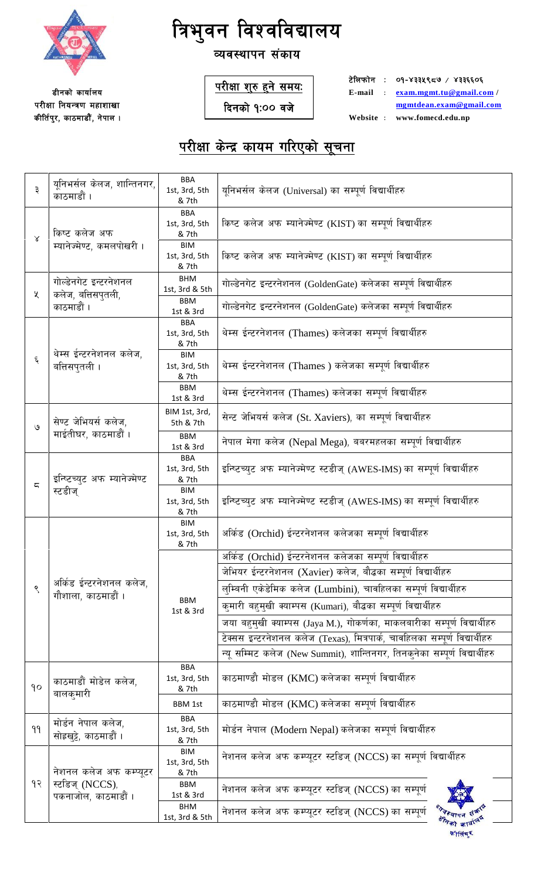# त्रिभुवन विश्वविद्यालय

## व्यवस्थापन संकाय

डीनको कार्यालय
परीक्षा नियन्त्रण महाशाखा
कीर्तिपुर, काठमाडौं, नेपाल ।

**परीक्षा शुरु हुने समयः**
**दिनको १:०० बजे**

टेलिफोन : ०१-४३३५९८७ / ४३३६६०६
E-mail : exam.mgmt.tu@gmail.com / mgmtdean.exam@gmail.com
Website : www.fomecd.edu.np

## परीक्षा केन्द्र कायम गरिएको सूचना

| | | | |
|---|---|---|---|
| ३ | यूनिभर्सल केलज, शान्तिनगर, काठमाडौं । | BBA 1st, 3rd, 5th & 7th | यूनिभर्सल केलज (Universal) का सम्पूर्ण विद्यार्थीहरु |
| ४ | किष्ट कलेज अफ म्यानेज्मेण्ट, कमलपोखरी । | BBA 1st, 3rd, 5th & 7th | किष्ट कलेज अफ म्यानेज्मेण्ट (KIST) का सम्पूर्ण विद्यार्थीहरु |
| | | BIM 1st, 3rd, 5th & 7th | किष्ट कलेज अफ म्यानेज्मेण्ट (KIST) का सम्पूर्ण विद्यार्थीहरु |
| ५ | गोल्डेनगेट इन्टरनेशनल कलेज, बत्तिसपुतली, काठमाडौं । | BHM 1st, 3rd & 5th | गोल्डेनगेट इन्टरनेशनल (GoldenGate) कलेजका सम्पूर्ण विद्यार्थीहरु |
| | | BBM 1st & 3rd | गोल्डेनगेट इन्टरनेशनल (GoldenGate) कलेजका सम्पूर्ण विद्यार्थीहरु |
| ६ | थेम्स ईन्टरनेशनल कलेज, बत्तिसपुतली । | BBA 1st, 3rd, 5th & 7th | थेम्स ईन्टरनेशनल (Thames) कलेजका सम्पूर्ण विद्यार्थीहरु |
| | | BIM 1st, 3rd, 5th & 7th | थेम्स ईन्टरनेशनल (Thames ) कलेजका सम्पूर्ण विद्यार्थीहरु |
| | | BBM 1st & 3rd | थेम्स ईन्टरनेशनल (Thames) कलेजका सम्पूर्ण विद्यार्थीहरु |
| ७ | सेण्ट जेभियर्स कलेज, माईतीघर, काठमाडौं । | BIM 1st, 3rd, 5th & 7th | सेन्ट जेभियर्स कलेज (St. Xaviers), का सम्पूर्ण विद्यार्थीहरु |
| | | BBM 1st & 3rd | नेपाल मेगा कलेज (Nepal Mega), बबरमहलका सम्पूर्ण विद्यार्थीहरु |
| ८ | इन्स्टिच्युट अफ म्यानेज्मेण्ट स्टडीज् | BBA 1st, 3rd, 5th & 7th | इन्स्टिच्युट अफ म्यानेज्मेण्ट स्टडीज् (AWES-IMS) का सम्पूर्ण विद्यार्थीहरु |
| | | BIM 1st, 3rd, 5th & 7th | इन्स्टिच्युट अफ म्यानेज्मेण्ट स्टडीज् (AWES-IMS) का सम्पूर्ण विद्यार्थीहरु |
| ९ | अर्किड ईन्टरनेशनल कलेज, गौशाला, काठमाडौं । | BIM 1st, 3rd, 5th & 7th | अर्किड (Orchid) ईन्टरनेशनल कलेजका सम्पूर्ण विद्यार्थीहरु |
| | | BBM 1st & 3rd | अर्किड (Orchid) ईन्टरनेशनल कलेजका सम्पूर्ण विद्यार्थीहरु |
| | | | जेभियर ईन्टरनेशनल (Xavier) कलेज, बौद्धका सम्पूर्ण विद्यार्थीहरु |
| | | | लुम्बिनी एकेडेमिक कलेज (Lumbini), चावहिलका सम्पूर्ण विद्यार्थीहरु |
| | | | कुमारी बहुमुखी क्याम्पस (Kumari), बौद्धका सम्पूर्ण विद्यार्थीहरु |
| | | | जया बहुमुखी क्याम्पस (Jaya M.), गोकर्णका, माकलबारीका सम्पूर्ण विद्यार्थीहरु |
| | | | टेक्सस इन्टरनेशनल कलेज (Texas), मित्रपार्क, चावहिलका सम्पूर्ण विद्यार्थीहरु |
| | | | न्यू सम्मिट कलेज (New Summit), शान्तिनगर, तिनकुनेका सम्पूर्ण विद्यार्थीहरु |
| १० | काठमाडौं मोडेल कलेज, बालकुमारी | BBA 1st, 3rd, 5th & 7th | काठमाण्डौ मोडल (KMC) कलेजका सम्पूर्ण विद्यार्थीहरु |
| | | BBM 1st | काठमाण्डौ मोडल (KMC) कलेजका सम्पूर्ण विद्यार्थीहरु |
| ११ | मोर्डन नेपाल कलेज, सोह्रखुट्टे, काठमाडौं । | BBA 1st, 3rd, 5th & 7th | मोर्डन नेपाल (Modern Nepal) कलेजका सम्पूर्ण विद्यार्थीहरु |
| १२ | नेशनल कलेज अफ कम्प्यूटर स्टडिज् (NCCS), पकनाजोल, काठमाडौं । | BIM 1st, 3rd, 5th & 7th | नेशनल कलेज अफ कम्प्यूटर स्टडिज् (NCCS) का सम्पूर्ण विद्यार्थीहरु |
| | | BBM 1st & 3rd | नेशनल कलेज अफ कम्प्यूटर स्टडिज् (NCCS) का सम्पूर्ण |
| | | BHM 1st, 3rd & 5th | नेशनल कलेज अफ कम्प्यूटर स्टडिज् (NCCS) का सम्पूर्ण |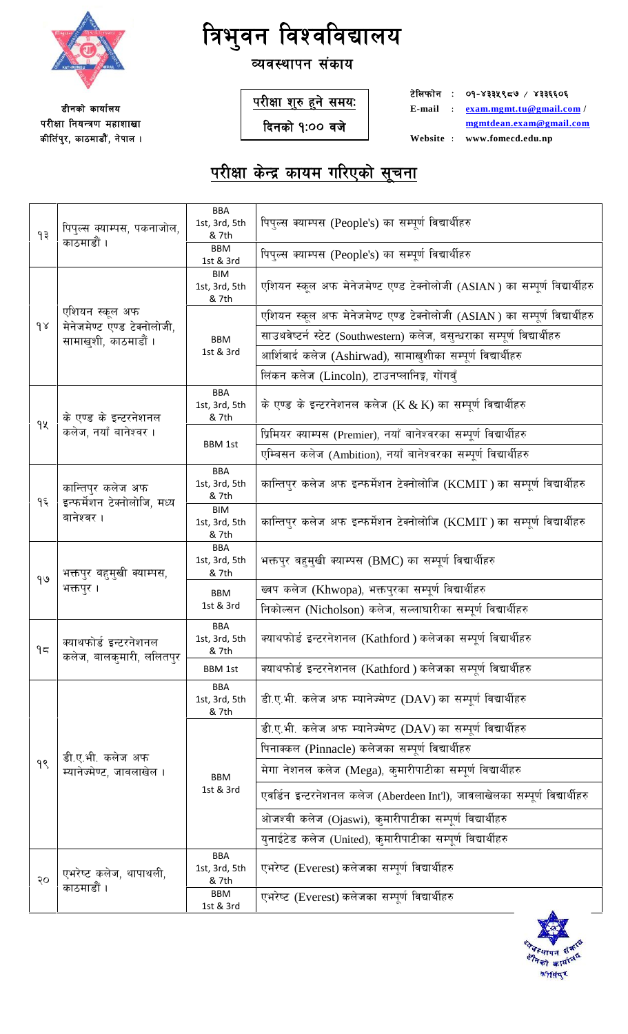# त्रिभुवन विश्वविद्यालय

## व्यवस्थापन संकाय

डीनको कार्यालय
परीक्षा नियन्त्रण महाशाखा
कीर्तिपुर, काठमाडौं, नेपाल ।

**परीक्षा शुरु हुने समयः**
**दिनको १:०० वजे**

टेलिफोन : ०१-४३३५९८७ / ४३३६६०६
E-mail : exam.mgmt.tu@gmail.com / mgmtdean.exam@gmail.com
Website : www.fomecd.edu.np

## परीक्षा केन्द्र कायम गरिएको सूचना

| | | | |
|---|---|---|---|
| १३ | पिपुल्स क्याम्पस, पकनाजोल, काठमाडौं । | BBA 1st, 3rd, 5th & 7th | पिपुल्स क्याम्पस (People's) का सम्पूर्ण विद्यार्थीहरु |
| | | BBM 1st & 3rd | पिपुल्स क्याम्पस (People's) का सम्पूर्ण विद्यार्थीहरु |
| १४ | एशियन स्कूल अफ मेनेजमेण्ट एण्ड टेक्नोलोजी, सामाखुशी, काठमाडौं । | BIM 1st, 3rd, 5th & 7th | एशियन स्कूल अफ मेनेजमेण्ट एण्ड टेक्नोलोजी (ASIAN ) का सम्पूर्ण विद्यार्थीहरु |
| | | BBM 1st & 3rd | एशियन स्कूल अफ मेनेजमेण्ट एण्ड टेक्नोलोजी (ASIAN ) का सम्पूर्ण विद्यार्थीहरु |
| | | | साउथवेष्टर्न स्टेट (Southwestern) कलेज, बसुन्धराका सम्पूर्ण विद्यार्थीहरु |
| | | | आर्शिवार्द कलेज (Ashirwad), सामाखुशीका सम्पूर्ण विद्यार्थीहरु |
| | | | लिंकन कलेज (Lincoln), टाउनप्लानिङ्ग, गोंगवुँ |
| १५ | के एण्ड के इन्टरनेशनल कलेज, नयाँ बानेश्वर । | BBA 1st, 3rd, 5th & 7th | के एण्ड के इन्टरनेशनल कलेज (K & K) का सम्पूर्ण विद्यार्थीहरु |
| | | BBM 1st | प्रिमियर क्याम्पस (Premier), नयाँ बानेश्वरका सम्पूर्ण विद्यार्थीहरु |
| | | | एम्बिसन कलेज (Ambition), नयाँ बानेश्वरका सम्पूर्ण विद्यार्थीहरु |
| १६ | कान्तिपुर कलेज अफ इन्फर्मेशन टेक्नोलोजि, मध्य बानेश्वर । | BBA 1st, 3rd, 5th & 7th | कान्तिपुर कलेज अफ इन्फर्मेशन टेक्नोलोजि (KCMIT ) का सम्पूर्ण विद्यार्थीहरु |
| | | BIM 1st, 3rd, 5th & 7th | कान्तिपुर कलेज अफ इन्फर्मेशन टेक्नोलोजि (KCMIT ) का सम्पूर्ण विद्यार्थीहरु |
| १७ | भक्तपुर बहुमुखी क्याम्पस, भक्तपुर । | BBA 1st, 3rd, 5th & 7th | भक्तपुर बहुमुखी क्याम्पस (BMC) का सम्पूर्ण विद्यार्थीहरु |
| | | BBM 1st & 3rd | ख्वप कलेज (Khwopa), भक्तपुरका सम्पूर्ण विद्यार्थीहरु |
| | | | निकोल्सन (Nicholson) कलेज, सल्लाघारीका सम्पूर्ण विद्यार्थीहरु |
| १८ | क्याथफोर्ड इन्टरनेशनल कलेज, बालकुमारी, ललितपुर | BBA 1st, 3rd, 5th & 7th | क्याथफोर्ड इन्टरनेशनल (Kathford ) कलेजका सम्पूर्ण विद्यार्थीहरु |
| | | BBM 1st | क्याथफोर्ड इन्टरनेशनल (Kathford ) कलेजका सम्पूर्ण विद्यार्थीहरु |
| १९ | डी.ए.भी. कलेज अफ म्यानेज्मेण्ट, जावलाखेल । | BBA 1st, 3rd, 5th & 7th | डी.ए.भी. कलेज अफ म्यानेज्मेण्ट (DAV) का सम्पूर्ण विद्यार्थीहरु |
| | | BBM 1st & 3rd | डी.ए.भी. कलेज अफ म्यानेज्मेण्ट (DAV) का सम्पूर्ण विद्यार्थीहरु |
| | | | पिनाक्कल (Pinnacle) कलेजका सम्पूर्ण विद्यार्थीहरु |
| | | | मेगा नेशनल कलेज (Mega), कुमारीपाटीका सम्पूर्ण विद्यार्थीहरु |
| | | | एवर्डिन इन्टरनेशनल कलेज (Aberdeen Int'l), जावलाखेलका सम्पूर्ण विद्यार्थीहरु |
| | | | ओजश्वी कलेज (Ojaswi), कुमारीपाटीका सम्पूर्ण विद्यार्थीहरु |
| | | | युनाईटेड कलेज (United), कुमारीपाटीका सम्पूर्ण विद्यार्थीहरु |
| २० | एभरेष्ट कलेज, थापाथली, काठमाडौं । | BBA 1st, 3rd, 5th & 7th | एभरेष्ट (Everest) कलेजका सम्पूर्ण विद्यार्थीहरु |
| | | BBM 1st & 3rd | एभरेष्ट (Everest) कलेजका सम्पूर्ण विद्यार्थीहरु |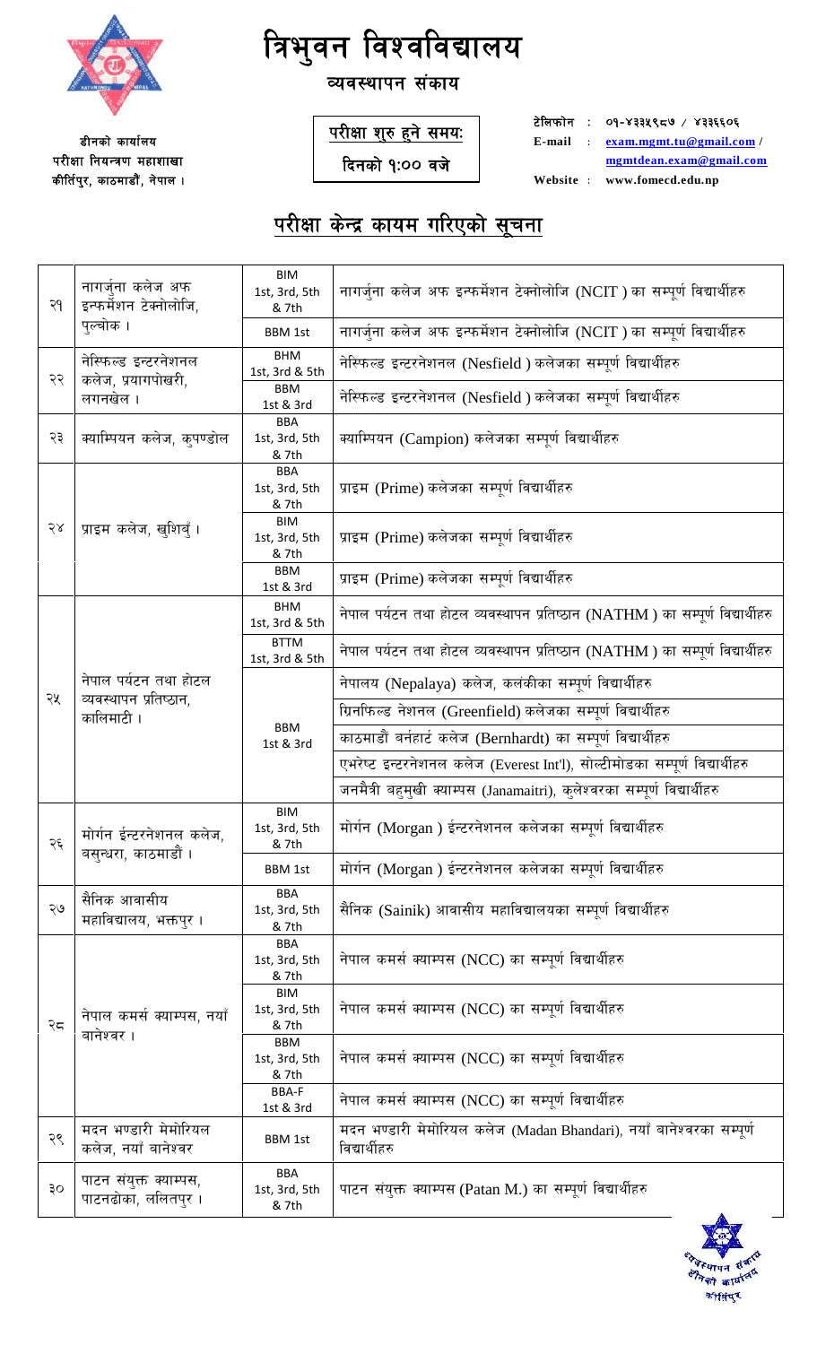# त्रिभुवन विश्वविद्यालय

## व्यवस्थापन संकाय

डीनको कार्यालय
परीक्षा नियन्त्रण महाशाखा
कीर्तिपुर, काठमाडौं, नेपाल ।

**परीक्षा शुरु हुने समयः**
**दिनको १:०० बजे**

**टेलिफोन** : ०१-४३३५९८७ / ४३३६६०६
**E-mail** : exam.mgmt.tu@gmail.com / mgmtdean.exam@gmail.com
**Website** : www.fomecd.edu.np

## परीक्षा केन्द्र कायम गरिएको सूचना

| | | | |
|---|---|---|---|
| २१ | नागर्जुना कलेज अफ इन्फर्मेशन टेक्नोलोजि, पुल्चोक । | BIM 1st, 3rd, 5th & 7th | नागर्जुना कलेज अफ इन्फर्मेशन टेक्नोलोजि (NCIT ) का सम्पूर्ण विद्यार्थीहरु |
| | | BBM 1st | नागर्जुना कलेज अफ इन्फर्मेशन टेक्नोलोजि (NCIT ) का सम्पूर्ण विद्यार्थीहरु |
| २२ | नेस्फिल्ड इन्टरनेशनल कलेज, प्रयागपोखरी, लगनखेल । | BHM 1st, 3rd & 5th | नेस्फिल्ड इन्टरनेशनल (Nesfield ) कलेजका सम्पूर्ण विद्यार्थीहरु |
| | | BBM 1st & 3rd | नेस्फिल्ड इन्टरनेशनल (Nesfield ) कलेजका सम्पूर्ण विद्यार्थीहरु |
| २३ | क्याम्पियन कलेज, कुपण्डोल | BBA 1st, 3rd, 5th & 7th | क्याम्पियन (Campion) कलेजका सम्पूर्ण विद्यार्थीहरु |
| २४ | प्राइम कलेज, खुशिबुँ । | BBA 1st, 3rd, 5th & 7th | प्राइम (Prime) कलेजका सम्पूर्ण विद्यार्थीहरु |
| | | BIM 1st, 3rd, 5th & 7th | प्राइम (Prime) कलेजका सम्पूर्ण विद्यार्थीहरु |
| | | BBM 1st & 3rd | प्राइम (Prime) कलेजका सम्पूर्ण विद्यार्थीहरु |
| २५ | नेपाल पर्यटन तथा होटल व्यवस्थापन प्रतिष्ठान, कालिमाटी । | BHM 1st, 3rd & 5th | नेपाल पर्यटन तथा होटल व्यवस्थापन प्रतिष्ठान (NATHM ) का सम्पूर्ण विद्यार्थीहरु |
| | | BTTM 1st, 3rd & 5th | नेपाल पर्यटन तथा होटल व्यवस्थापन प्रतिष्ठान (NATHM ) का सम्पूर्ण विद्यार्थीहरु |
| | | BBM 1st & 3rd | नेपालय (Nepalaya) कलेज, कलंकीका सम्पूर्ण विद्यार्थीहरु |
| | | | ग्रिनफिल्ड नेशनल (Greenfield) कलेजका सम्पूर्ण विद्यार्थीहरु |
| | | | काठमाडौं बर्नहार्ट कलेज (Bernhardt) का सम्पूर्ण विद्यार्थीहरु |
| | | | एभरेष्ट इन्टरनेशनल कलेज (Everest Int'l), सोल्टीमोडका सम्पूर्ण विद्यार्थीहरु |
| | | | जनमैत्री बहुमुखी क्याम्पस (Janamaitri), कुलेश्वरका सम्पूर्ण विद्यार्थीहरु |
| २६ | मोर्गन ईन्टरनेशनल कलेज, बसुन्धरा, काठमाडौं । | BIM 1st, 3rd, 5th & 7th | मोर्गन (Morgan ) ईन्टरनेशनल कलेजका सम्पूर्ण विद्यार्थीहरु |
| | | BBM 1st | मोर्गन (Morgan ) ईन्टरनेशनल कलेजका सम्पूर्ण विद्यार्थीहरु |
| २७ | सैनिक आवासीय महाविद्यालय, भक्तपुर । | BBA 1st, 3rd, 5th & 7th | सैनिक (Sainik) आवासीय महाविद्यालयका सम्पूर्ण विद्यार्थीहरु |
| २८ | नेपाल कमर्स क्याम्पस, नयाँ बानेश्वर । | BBA 1st, 3rd, 5th & 7th | नेपाल कमर्स क्याम्पस (NCC) का सम्पूर्ण विद्यार्थीहरु |
| | | BIM 1st, 3rd, 5th & 7th | नेपाल कमर्स क्याम्पस (NCC) का सम्पूर्ण विद्यार्थीहरु |
| | | BBM 1st, 3rd, 5th & 7th | नेपाल कमर्स क्याम्पस (NCC) का सम्पूर्ण विद्यार्थीहरु |
| | | BBA-F 1st & 3rd | नेपाल कमर्स क्याम्पस (NCC) का सम्पूर्ण विद्यार्थीहरु |
| २९ | मदन भण्डारी मेमोरियल कलेज, नयाँ बानेश्वर | BBM 1st | मदन भण्डारी मेमोरियल कलेज (Madan Bhandari), नयाँ बानेश्वरका सम्पूर्ण विद्यार्थीहरु |
| ३० | पाटन संयुक्त क्याम्पस, पाटनढोका, ललितपुर । | BBA 1st, 3rd, 5th & 7th | पाटन संयुक्त क्याम्पस (Patan M.) का सम्पूर्ण विद्यार्थीहरु |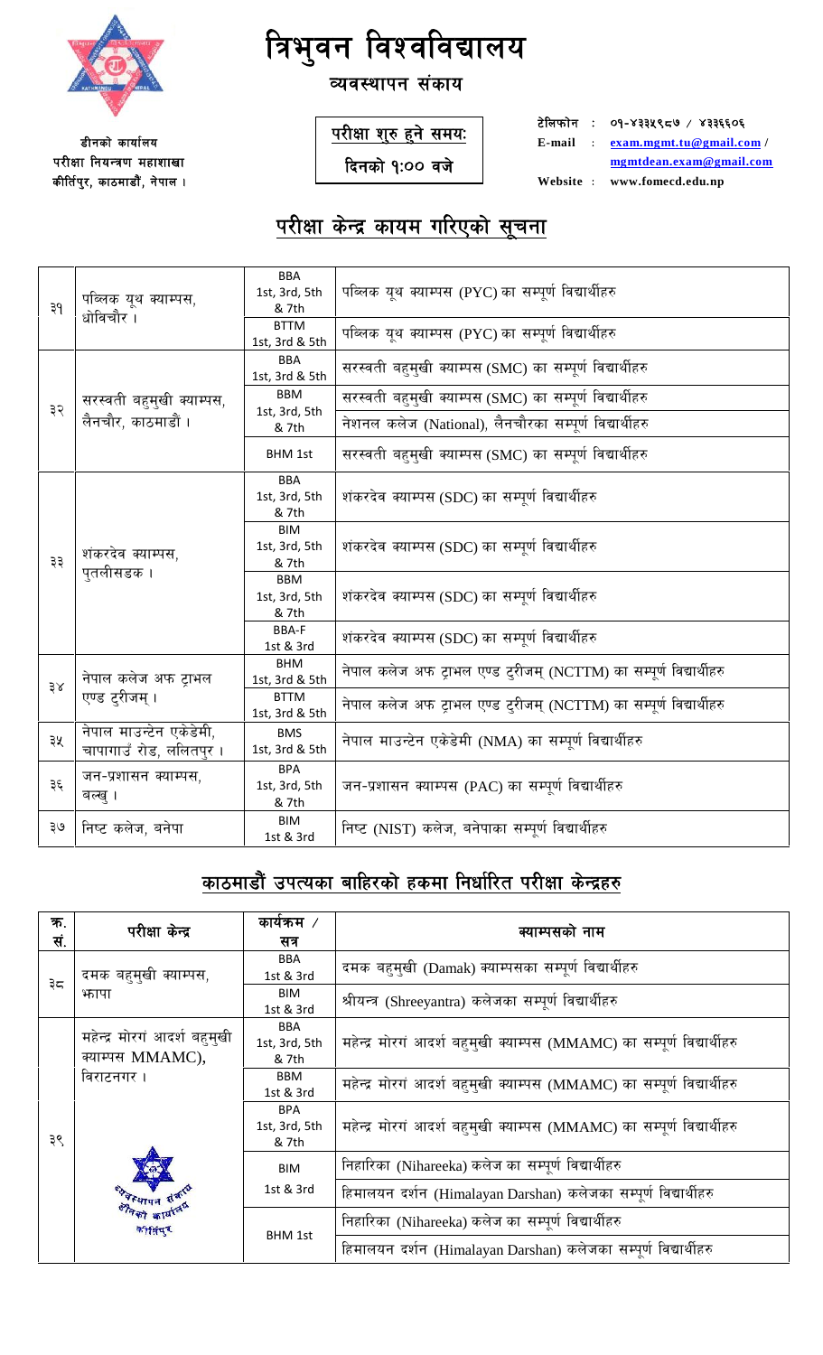# त्रिभुवन विश्वविद्यालय

## व्यवस्थापन संकाय

डीनको कार्यालय
परीक्षा नियन्त्रण महाशाखा
कीर्तिपुर, काठमाडौं, नेपाल ।

**परीक्षा शुरु हुने समयः**
**दिनको १:०० वजे**

टेलिफोन : ०१-४३३५९८७ / ४३३६६०६
E-mail : exam.mgmt.tu@gmail.com / mgmtdean.exam@gmail.com
Website : www.fomecd.edu.np

## परीक्षा केन्द्र कायम गरिएको सूचना

| | | | |
|---|---|---|---|
| ३१ | पब्लिक यूथ क्याम्पस, धोबिचौर । | BBA 1st, 3rd, 5th & 7th | पब्लिक यूथ क्याम्पस (PYC) का सम्पूर्ण विद्यार्थीहरु |
| | | BTTM 1st, 3rd & 5th | पब्लिक यूथ क्याम्पस (PYC) का सम्पूर्ण विद्यार्थीहरु |
| ३२ | सरस्वती बहुमुखी क्याम्पस, लैनचौर, काठमाडौं । | BBA 1st, 3rd & 5th | सरस्वती बहुमुखी क्याम्पस (SMC) का सम्पूर्ण विद्यार्थीहरु |
| | | BBM 1st, 3rd, 5th & 7th | सरस्वती बहुमुखी क्याम्पस (SMC) का सम्पूर्ण विद्यार्थीहरु |
| | | | नेशनल कलेज (National), लैनचौरका सम्पूर्ण विद्यार्थीहरु |
| | | BHM 1st | सरस्वती बहुमुखी क्याम्पस (SMC) का सम्पूर्ण विद्यार्थीहरु |
| ३३ | शंकरदेव क्याम्पस, पुतलीसडक । | BBA 1st, 3rd, 5th & 7th | शंकरदेव क्याम्पस (SDC) का सम्पूर्ण विद्यार्थीहरु |
| | | BIM 1st, 3rd, 5th & 7th | शंकरदेव क्याम्पस (SDC) का सम्पूर्ण विद्यार्थीहरु |
| | | BBM 1st, 3rd, 5th & 7th | शंकरदेव क्याम्पस (SDC) का सम्पूर्ण विद्यार्थीहरु |
| | | BBA-F 1st & 3rd | शंकरदेव क्याम्पस (SDC) का सम्पूर्ण विद्यार्थीहरु |
| ३४ | नेपाल कलेज अफ ट्राभल एण्ड टुरीजम् । | BHM 1st, 3rd & 5th | नेपाल कलेज अफ ट्राभल एण्ड टुरीजम् (NCTTM) का सम्पूर्ण विद्यार्थीहरु |
| | | BTTM 1st, 3rd & 5th | नेपाल कलेज अफ ट्राभल एण्ड टुरीजम् (NCTTM) का सम्पूर्ण विद्यार्थीहरु |
| ३५ | नेपाल माउन्टेन एकेडेमी, चापागाउँ रोड, ललितपुर । | BMS 1st, 3rd & 5th | नेपाल माउन्टेन एकेडेमी (NMA) का सम्पूर्ण विद्यार्थीहरु |
| ३६ | जन-प्रशासन क्याम्पस, बल्खु । | BPA 1st, 3rd, 5th & 7th | जन-प्रशासन क्याम्पस (PAC) का सम्पूर्ण विद्यार्थीहरु |
| ३७ | निष्ट कलेज, बनेपा | BIM 1st & 3rd | निष्ट (NIST) कलेज, बनेपाका सम्पूर्ण विद्यार्थीहरु |

## काठमाडौं उपत्यका बाहिरको हकमा निर्धारित परीक्षा केन्द्रहरु

| क्र. सं. | परीक्षा केन्द्र | कार्यक्रम / सत्र | क्याम्पसको नाम |
|---|---|---|---|
| ३८ | दमक बहुमुखी क्याम्पस, झापा | BBA 1st & 3rd | दमक बहुमुखी (Damak) क्याम्पसका सम्पूर्ण विद्यार्थीहरु |
| | | BIM 1st & 3rd | श्रीयन्त्र (Shreeyantra) कलेजका सम्पूर्ण विद्यार्थीहरु |
| ३९ | महेन्द्र मोरगं आदर्श बहुमुखी क्याम्पस MMAMC), विराटनगर । | BBA 1st, 3rd, 5th & 7th | महेन्द्र मोरगं आदर्श बहुमुखी क्याम्पस (MMAMC) का सम्पूर्ण विद्यार्थीहरु |
| | | BBM 1st & 3rd | महेन्द्र मोरगं आदर्श बहुमुखी क्याम्पस (MMAMC) का सम्पूर्ण विद्यार्थीहरु |
| | | BPA 1st, 3rd, 5th & 7th | महेन्द्र मोरगं आदर्श बहुमुखी क्याम्पस (MMAMC) का सम्पूर्ण विद्यार्थीहरु |
| | | BIM 1st & 3rd | निहारिका (Nihareeka) कलेज का सम्पूर्ण विद्यार्थीहरु |
| | | | हिमालयन दर्शन (Himalayan Darshan) कलेजका सम्पूर्ण विद्यार्थीहरु |
| | | BHM 1st | निहारिका (Nihareeka) कलेज का सम्पूर्ण विद्यार्थीहरु |
| | | | हिमालयन दर्शन (Himalayan Darshan) कलेजका सम्पूर्ण विद्यार्थीहरु |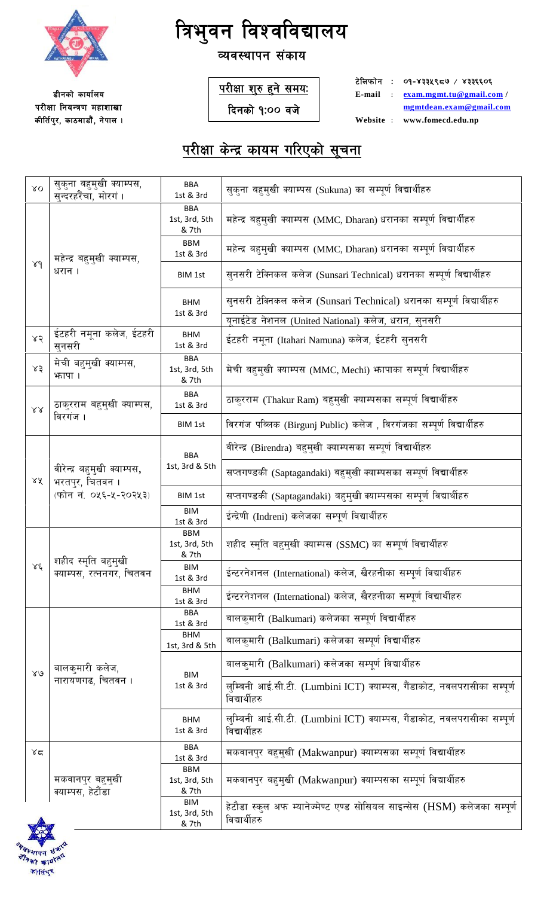# त्रिभुवन विश्वविद्यालय

## व्यवस्थापन संकाय

डीनको कार्यालय
परीक्षा नियन्त्रण महाशाखा
कीर्तिपुर, काठमाडौं, नेपाल ।

**परीक्षा शुरु हुने समयः**
**दिनको १:०० बजे**

टेलिफोन : ०१-४३३५९८७ / ४३३६६०६
E-mail : exam.mgmt.tu@gmail.com / mgmtdean.exam@gmail.com
Website : www.fomecd.edu.np

## परीक्षा केन्द्र कायम गरिएको सूचना

| | | | |
|---|---|---|---|
| ४० | सुकुना बहुमुखी क्याम्पस, सुन्दरहरैचा, मोरंग । | BBA 1st & 3rd | सुकुना बहुमुखी क्याम्पस (Sukuna) का सम्पूर्ण विद्यार्थीहरु |
| ४१ | महेन्द्र बहुमुखी क्याम्पस, धरान । | BBA 1st, 3rd, 5th & 7th | महेन्द्र बहुमुखी क्याम्पस (MMC, Dharan) धरानका सम्पूर्ण विद्यार्थीहरु |
| | | BBM 1st & 3rd | महेन्द्र बहुमुखी क्याम्पस (MMC, Dharan) धरानका सम्पूर्ण विद्यार्थीहरु |
| | | BIM 1st | सुनसरी टेक्निकल कलेज (Sunsari Technical) धरानका सम्पूर्ण विद्यार्थीहरु |
| | | BHM 1st & 3rd | सुनसरी टेक्निकल कलेज (Sunsari Technical) धरानका सम्पूर्ण विद्यार्थीहरु |
| | | | युनाईटेड नेशनल (United National) कलेज, धरान, सुनसरी |
| ४२ | ईटहरी नमूना कलेज, ईटहरी सुनसरी | BHM 1st & 3rd | ईटहरी नमूना (Itahari Namuna) कलेज, ईटहरी सुनसरी |
| ४३ | मेची बहुमुखी क्याम्पस, झापा । | BBA 1st, 3rd, 5th & 7th | मेची बहुमुखी क्याम्पस (MMC, Mechi) झापाका सम्पूर्ण विद्यार्थीहरु |
| ४४ | ठाकुरराम बहुमुखी क्याम्पस, विरगंज । | BBA 1st & 3rd | ठाकुरराम (Thakur Ram) बहुमुखी क्याम्पसका सम्पूर्ण विद्यार्थीहरु |
| | | BIM 1st | विरगंज पब्लिक (Birgunj Public) कलेज , विरगंजका सम्पूर्ण विद्यार्थीहरु |
| ४५ | वीरेन्द्र बहुमुखी क्याम्पस, भरतपुर, चितवन । (फोन नं. ०५६-५-२०२५३) | BBA 1st, 3rd & 5th | वीरेन्द्र (Birendra) बहुमुखी क्याम्पसका सम्पूर्ण विद्यार्थीहरु |
| | | | सप्तगण्डकी (Saptagandaki) बहुमुखी क्याम्पसका सम्पूर्ण विद्यार्थीहरु |
| | | BIM 1st | सप्तगण्डकी (Saptagandaki) बहुमुखी क्याम्पसका सम्पूर्ण विद्यार्थीहरु |
| | | BIM 1st & 3rd | ईन्द्रेणी (Indreni) कलेजका सम्पूर्ण विद्यार्थीहरु |
| ४६ | शहीद स्मृति बहुमुखी क्याम्पस, रत्ननगर, चितवन | BBM 1st, 3rd, 5th & 7th | शहीद स्मृति बहुमुखी क्याम्पस (SSMC) का सम्पूर्ण विद्यार्थीहरु |
| | | BIM 1st & 3rd | ईन्टरनेशनल (International) कलेज, खैरहनीका सम्पूर्ण विद्यार्थीहरु |
| | | BHM 1st & 3rd | ईन्टरनेशनल (International) कलेज, खैरहनीका सम्पूर्ण विद्यार्थीहरु |
| ४७ | बालकुमारी कलेज, नारायणगढ, चितवन । | BBA 1st & 3rd | बालकुमारी (Balkumari) कलेजका सम्पूर्ण विद्यार्थीहरु |
| | | BHM 1st, 3rd & 5th | बालकुमारी (Balkumari) कलेजका सम्पूर्ण विद्यार्थीहरु |
| | | BIM 1st & 3rd | बालकुमारी (Balkumari) कलेजका सम्पूर्ण विद्यार्थीहरु |
| | | | लुम्बिनी आई.सी.टी. (Lumbini ICT) क्याम्पस, गैडाकोट, नवलपरासीका सम्पूर्ण विद्यार्थीहरु |
| | | BHM 1st & 3rd | लुम्बिनी आई.सी.टी. (Lumbini ICT) क्याम्पस, गैडाकोट, नवलपरासीका सम्पूर्ण विद्यार्थीहरु |
| ४८ | मकवानपुर बहुमुखी क्याम्पस, हेटौडा | BBA 1st & 3rd | मकवानपुर बहुमुखी (Makwanpur) क्याम्पसका सम्पूर्ण विद्यार्थीहरु |
| | | BBM 1st, 3rd, 5th & 7th | मकवानपुर बहुमुखी (Makwanpur) क्याम्पसका सम्पूर्ण विद्यार्थीहरु |
| | | BIM 1st, 3rd, 5th & 7th | हेटौडा स्कुल अफ म्यानेज्मेण्ट एण्ड सोसियल साइन्सेस (HSM) कलेजका सम्पूर्ण विद्यार्थीहरु |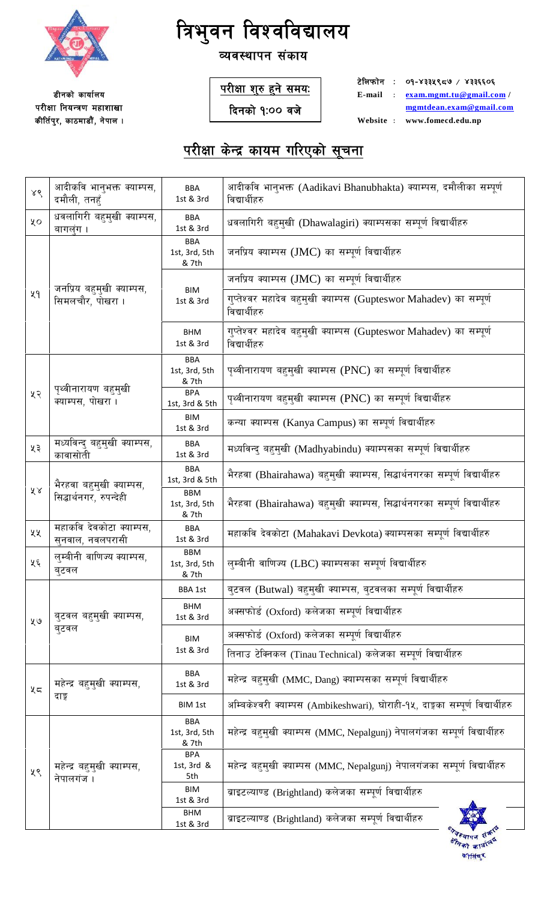# त्रिभुवन विश्वविद्यालय

## व्यवस्थापन संकाय

डीनको कार्यालय
परीक्षा नियन्त्रण महाशाखा
कीर्तिपुर, काठमाडौं, नेपाल ।

**परीक्षा शुरु हुने समयः**
**दिनको १:०० बजे**

टेलिफोन : ०१-४३३५९८७ / ४३३६६०६
E-mail : exam.mgmt.tu@gmail.com / mgmtdean.exam@gmail.com
Website : www.fomecd.edu.np

## परीक्षा केन्द्र कायम गरिएको सूचना

| | | | |
|---|---|---|---|
| ४९ | आदीकवि भानुभक्त क्याम्पस, दमौली, तनहुँ | BBA 1st & 3rd | आदीकवि भानुभक्त (Aadikavi Bhanubhakta) क्याम्पस, दमौलीका सम्पूर्ण विद्यार्थीहरु |
| ५० | धवलागिरी बहुमुखी क्याम्पस, बागलुंग । | BBA 1st & 3rd | धवलागिरी बहुमुखी (Dhawalagiri) क्याम्पसका सम्पूर्ण विद्यार्थीहरु |
| ५१ | जनप्रिय बहुमुखी क्याम्पस, सिमलचौर, पोखरा । | BBA 1st, 3rd, 5th & 7th | जनप्रिय क्याम्पस (JMC) का सम्पूर्ण विद्यार्थीहरु |
| | | BIM 1st & 3rd | जनप्रिय क्याम्पस (JMC) का सम्पूर्ण विद्यार्थीहरु |
| | | | गुप्तेश्वर महादेव बहुमुखी क्याम्पस (Gupteswor Mahadev) का सम्पूर्ण विद्यार्थीहरु |
| | | BHM 1st & 3rd | गुप्तेश्वर महादेव बहुमुखी क्याम्पस (Gupteswor Mahadev) का सम्पूर्ण विद्यार्थीहरु |
| ५२ | पृथ्वीनारायण बहुमुखी क्याम्पस, पोखरा । | BBA 1st, 3rd, 5th & 7th | पृथ्वीनारायण बहुमुखी क्याम्पस (PNC) का सम्पूर्ण विद्यार्थीहरु |
| | | BPA 1st, 3rd & 5th | पृथ्वीनारायण बहुमुखी क्याम्पस (PNC) का सम्पूर्ण विद्यार्थीहरु |
| | | BIM 1st & 3rd | कन्या क्याम्पस (Kanya Campus) का सम्पूर्ण विद्यार्थीहरु |
| ५३ | मध्यविन्दु बहुमुखी क्याम्पस, कावासोती | BBA 1st & 3rd | मध्यविन्दु बहुमुखी (Madhyabindu) क्याम्पसका सम्पूर्ण विद्यार्थीहरु |
| ५४ | भैरहवा बहुमुखी क्याम्पस, सिद्धार्थनगर, रुपन्देही | BBA 1st, 3rd & 5th | भैरहवा (Bhairahawa) बहुमुखी क्याम्पस, सिद्धार्थनगरका सम्पूर्ण विद्यार्थीहरु |
| | | BBM 1st, 3rd, 5th & 7th | भैरहवा (Bhairahawa) बहुमुखी क्याम्पस, सिद्धार्थनगरका सम्पूर्ण विद्यार्थीहरु |
| ५५ | महाकवि देवकोटा क्याम्पस, सुनवाल, नवलपरासी | BBA 1st & 3rd | महाकवि देवकोटा (Mahakavi Devkota) क्याम्पसका सम्पूर्ण विद्यार्थीहरु |
| ५६ | लुम्बीनी वाणिज्य क्याम्पस, बुटवल | BBM 1st, 3rd, 5th & 7th | लुम्बीनी वाणिज्य (LBC) क्याम्पसका सम्पूर्ण विद्यार्थीहरु |
| ५७ | बुटवल बहुमुखी क्याम्पस, बुटवल | BBA 1st | बुटवल (Butwal) बहुमुखी क्याम्पस, बुटवलका सम्पूर्ण विद्यार्थीहरु |
| | | BHM 1st & 3rd | अक्सफोर्ड (Oxford) कलेजका सम्पूर्ण विद्यार्थीहरु |
| | | BIM 1st & 3rd | अक्सफोर्ड (Oxford) कलेजका सम्पूर्ण विद्यार्थीहरु |
| | | | तिनाउ टेक्निकल (Tinau Technical) कलेजका सम्पूर्ण विद्यार्थीहरु |
| ५८ | महेन्द्र बहुमुखी क्याम्पस, दाङ्ग | BBA 1st & 3rd | महेन्द्र बहुमुखी (MMC, Dang) क्याम्पसका सम्पूर्ण विद्यार्थीहरु |
| | | BIM 1st | अम्विकेश्वरी क्याम्पस (Ambikeshwari), घोराही-१५, दाङ्गका सम्पूर्ण विद्यार्थीहरु |
| ५९ | महेन्द्र बहुमुखी क्याम्पस, नेपालगंज । | BBA 1st, 3rd, 5th & 7th | महेन्द्र बहुमुखी क्याम्पस (MMC, Nepalgunj) नेपालगंजका सम्पूर्ण विद्यार्थीहरु |
| | | BPA 1st, 3rd & 5th | महेन्द्र बहुमुखी क्याम्पस (MMC, Nepalgunj) नेपालगंजका सम्पूर्ण विद्यार्थीहरु |
| | | BIM 1st & 3rd | ब्राइटल्याण्ड (Brightland) कलेजका सम्पूर्ण विद्यार्थीहरु |
| | | BHM 1st & 3rd | ब्राइटल्याण्ड (Brightland) कलेजका सम्पूर्ण विद्यार्थीहरु |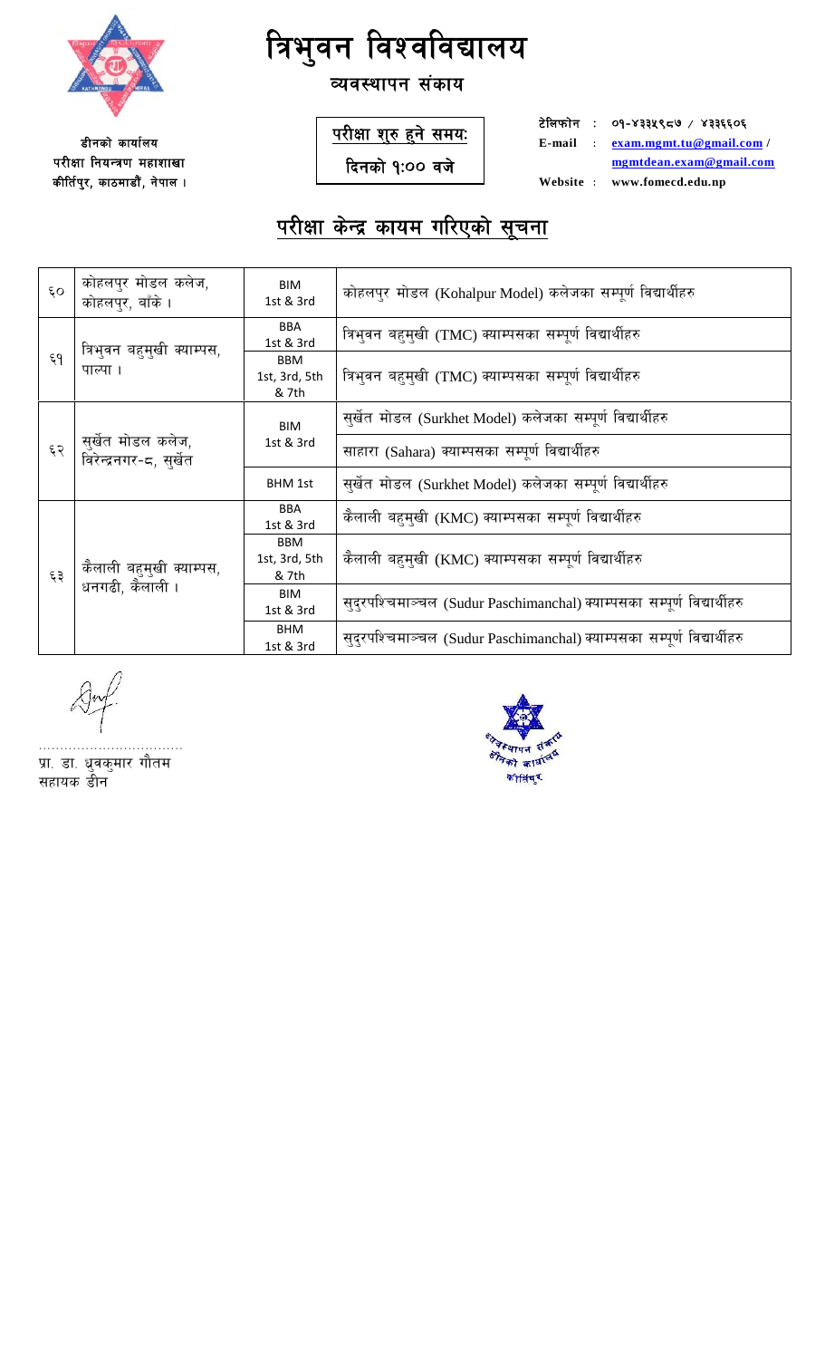# त्रिभुवन विश्वविद्यालय

## व्यवस्थापन संकाय

डीनको कार्यालय
परीक्षा नियन्त्रण महाशाखा
कीर्तिपुर, काठमाडौं, नेपाल ।

**परीक्षा शुरु हुने समयः**
**दिनको १:०० बजे**

टेलिफोन : ०१-४३३५९८७ / ४३३६६०६
E-mail : exam.mgmt.tu@gmail.com / mgmtdean.exam@gmail.com
Website : www.fomecd.edu.np

## परीक्षा केन्द्र कायम गरिएको सूचना

| | | | |
|---|---|---|---|
| ६० | कोहलपुर मोडल कलेज, कोहलपुर, बाँके । | BIM 1st & 3rd | कोहलपुर मोडल (Kohalpur Model) कलेजका सम्पूर्ण विद्यार्थीहरु |
| ६१ | त्रिभुवन बहुमुखी क्याम्पस, पाल्पा । | BBA 1st & 3rd | त्रिभुवन बहुमुखी (TMC) क्याम्पसका सम्पूर्ण विद्यार्थीहरु |
| | | BBM 1st, 3rd, 5th & 7th | त्रिभुवन बहुमुखी (TMC) क्याम्पसका सम्पूर्ण विद्यार्थीहरु |
| ६२ | सुर्खेत मोडल कलेज, विरेन्द्रनगर-८, सुर्खेत | BIM 1st & 3rd | सुर्खेत मोडल (Surkhet Model) कलेजका सम्पूर्ण विद्यार्थीहरु |
| | | | साहारा (Sahara) क्याम्पसका सम्पूर्ण विद्यार्थीहरु |
| | | BHM 1st | सुर्खेत मोडल (Surkhet Model) कलेजका सम्पूर्ण विद्यार्थीहरु |
| ६३ | कैलाली बहुमुखी क्याम्पस, धनगढी, कैलाली । | BBA 1st & 3rd | कैलाली बहुमुखी (KMC) क्याम्पसका सम्पूर्ण विद्यार्थीहरु |
| | | BBM 1st, 3rd, 5th & 7th | कैलाली बहुमुखी (KMC) क्याम्पसका सम्पूर्ण विद्यार्थीहरु |
| | | BIM 1st & 3rd | सुदुरपश्चिमाञ्चल (Sudur Paschimanchal) क्याम्पसका सम्पूर्ण विद्यार्थीहरु |
| | | BHM 1st & 3rd | सुदुरपश्चिमाञ्चल (Sudur Paschimanchal) क्याम्पसका सम्पूर्ण विद्यार्थीहरु |

..................................
प्रा. डा. ध्रुवकुमार गौतम
सहायक डीन